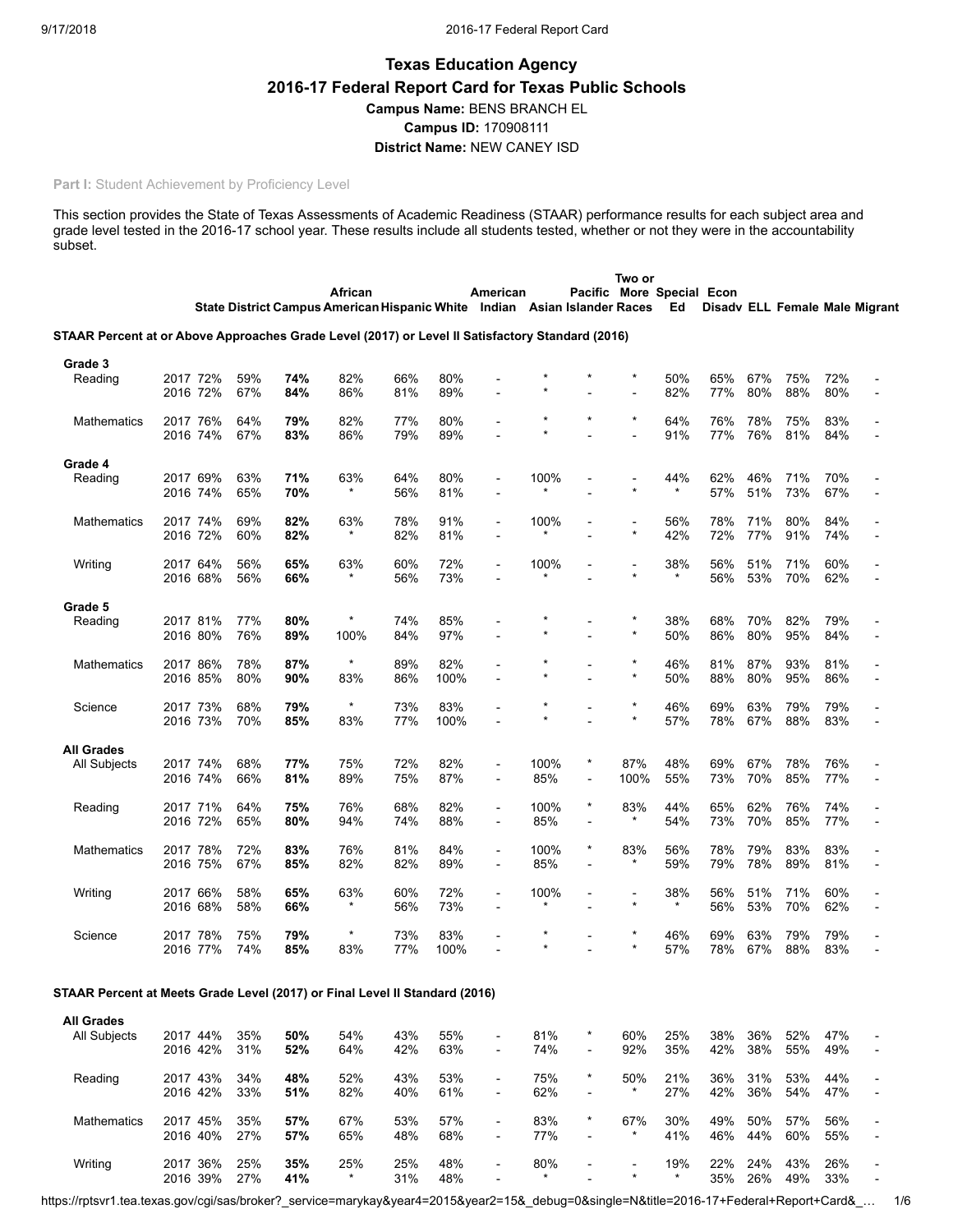# Texas Education Agency

## 2016-17 Federal Report Card for Texas Public Schools

**Campus Name:** BENS BRANCH EL

**Campus ID:** 170908111

**District Name:** NEW CANEY ISD

**Part I:** Student Achievement by Proficiency Level

This section provides the State of Texas Assessments of Academic Readiness (STAAR) performance results for each subject area and grade level tested in the 2016-17 school year. These results include all students tested, whether or not they were in the accountability subset.

| | | State | District | Campus | African American | Hispanic | White | American Indian | Asian | Pacific Islander | Two or More Races | Special Ed | Econ Disadv | ELL | Female | Male | Migrant |
|---|---|---|---|---|---|---|---|---|---|---|---|---|---|---|---|---|---|
| **STAAR Percent at or Above Approaches Grade Level (2017) or Level II Satisfactory Standard (2016)** | | | | | | | | | | | | | | | | | |
| **Grade 3** | | | | | | | | | | | | | | | | | |
| Reading | 2017 | 72% | 59% | **74%** | 82% | 66% | 80% | - | * | * | * | 50% | 65% | 67% | 75% | 72% | - |
| | 2016 | 72% | 67% | **84%** | 86% | 81% | 89% | - | * | - | - | 82% | 77% | 80% | 88% | 80% | - |
| Mathematics | 2017 | 76% | 64% | **79%** | 82% | 77% | 80% | - | * | * | * | 64% | 76% | 78% | 75% | 83% | - |
| | 2016 | 74% | 67% | **83%** | 86% | 79% | 89% | - | * | - | - | 91% | 77% | 76% | 81% | 84% | - |
| **Grade 4** | | | | | | | | | | | | | | | | | |
| Reading | 2017 | 69% | 63% | **71%** | 63% | 64% | 80% | - | 100% | - | - | 44% | 62% | 46% | 71% | 70% | - |
| | 2016 | 74% | 65% | **70%** | * | 56% | 81% | - | * | - | * | * | 57% | 51% | 73% | 67% | - |
| Mathematics | 2017 | 74% | 69% | **82%** | 63% | 78% | 91% | - | 100% | - | - | 56% | 78% | 71% | 80% | 84% | - |
| | 2016 | 72% | 60% | **82%** | * | 82% | 81% | - | * | - | * | 42% | 72% | 77% | 91% | 74% | - |
| Writing | 2017 | 64% | 56% | **65%** | 63% | 60% | 72% | - | 100% | - | - | 38% | 56% | 51% | 71% | 60% | - |
| | 2016 | 68% | 56% | **66%** | * | 56% | 73% | - | * | - | * | * | 56% | 53% | 70% | 62% | - |
| **Grade 5** | | | | | | | | | | | | | | | | | |
| Reading | 2017 | 81% | 77% | **80%** | * | 74% | 85% | - | * | - | * | 38% | 68% | 70% | 82% | 79% | - |
| | 2016 | 80% | 76% | **89%** | 100% | 84% | 97% | - | * | - | * | 50% | 86% | 80% | 95% | 84% | - |
| Mathematics | 2017 | 86% | 78% | **87%** | * | 89% | 82% | - | * | - | * | 46% | 81% | 87% | 93% | 81% | - |
| | 2016 | 85% | 80% | **90%** | 83% | 86% | 100% | - | * | - | * | 50% | 88% | 80% | 95% | 86% | - |
| Science | 2017 | 73% | 68% | **79%** | * | 73% | 83% | - | * | - | * | 46% | 69% | 63% | 79% | 79% | - |
| | 2016 | 73% | 70% | **85%** | 83% | 77% | 100% | - | * | - | * | 57% | 78% | 67% | 88% | 83% | - |
| **All Grades** | | | | | | | | | | | | | | | | | |
| All Subjects | 2017 | 74% | 68% | **77%** | 75% | 72% | 82% | - | 100% | * | 87% | 48% | 69% | 67% | 78% | 76% | - |
| | 2016 | 74% | 66% | **81%** | 89% | 75% | 87% | - | 85% | - | 100% | 55% | 73% | 70% | 85% | 77% | - |
| Reading | 2017 | 71% | 64% | **75%** | 76% | 68% | 82% | - | 100% | * | 83% | 44% | 65% | 62% | 76% | 74% | - |
| | 2016 | 72% | 65% | **80%** | 94% | 74% | 88% | - | 85% | - | * | 54% | 73% | 70% | 85% | 77% | - |
| Mathematics | 2017 | 78% | 72% | **83%** | 76% | 81% | 84% | - | 100% | * | 83% | 56% | 78% | 79% | 83% | 83% | - |
| | 2016 | 75% | 67% | **85%** | 82% | 82% | 89% | - | 85% | - | * | 59% | 79% | 78% | 89% | 81% | - |
| Writing | 2017 | 66% | 58% | **65%** | 63% | 60% | 72% | - | 100% | - | - | 38% | 56% | 51% | 71% | 60% | - |
| | 2016 | 68% | 58% | **66%** | * | 56% | 73% | - | * | - | * | * | 56% | 53% | 70% | 62% | - |
| Science | 2017 | 78% | 75% | **79%** | * | 73% | 83% | - | * | - | * | 46% | 69% | 63% | 79% | 79% | - |
| | 2016 | 77% | 74% | **85%** | 83% | 77% | 100% | - | * | - | * | 57% | 78% | 67% | 88% | 83% | - |
| **STAAR Percent at Meets Grade Level (2017) or Final Level II Standard (2016)** | | | | | | | | | | | | | | | | | |
| **All Grades** | | | | | | | | | | | | | | | | | |
| All Subjects | 2017 | 44% | 35% | **50%** | 54% | 43% | 55% | - | 81% | * | 60% | 25% | 38% | 36% | 52% | 47% | - |
| | 2016 | 42% | 31% | **52%** | 64% | 42% | 63% | - | 74% | - | 92% | 35% | 42% | 38% | 55% | 49% | - |
| Reading | 2017 | 43% | 34% | **48%** | 52% | 43% | 53% | - | 75% | * | 50% | 21% | 36% | 31% | 53% | 44% | - |
| | 2016 | 42% | 33% | **51%** | 82% | 40% | 61% | - | 62% | - | * | 27% | 42% | 36% | 54% | 47% | - |
| Mathematics | 2017 | 45% | 35% | **57%** | 67% | 53% | 57% | - | 83% | * | 67% | 30% | 49% | 50% | 57% | 56% | - |
| | 2016 | 40% | 27% | **57%** | 65% | 48% | 68% | - | 77% | - | * | 41% | 46% | 44% | 60% | 55% | - |
| Writing | 2017 | 36% | 25% | **35%** | 25% | 25% | 48% | - | 80% | - | - | 19% | 22% | 24% | 43% | 26% | - |
| | 2016 | 39% | 27% | **41%** | * | 31% | 48% | - | * | - | * | * | 35% | 26% | 49% | 33% | - |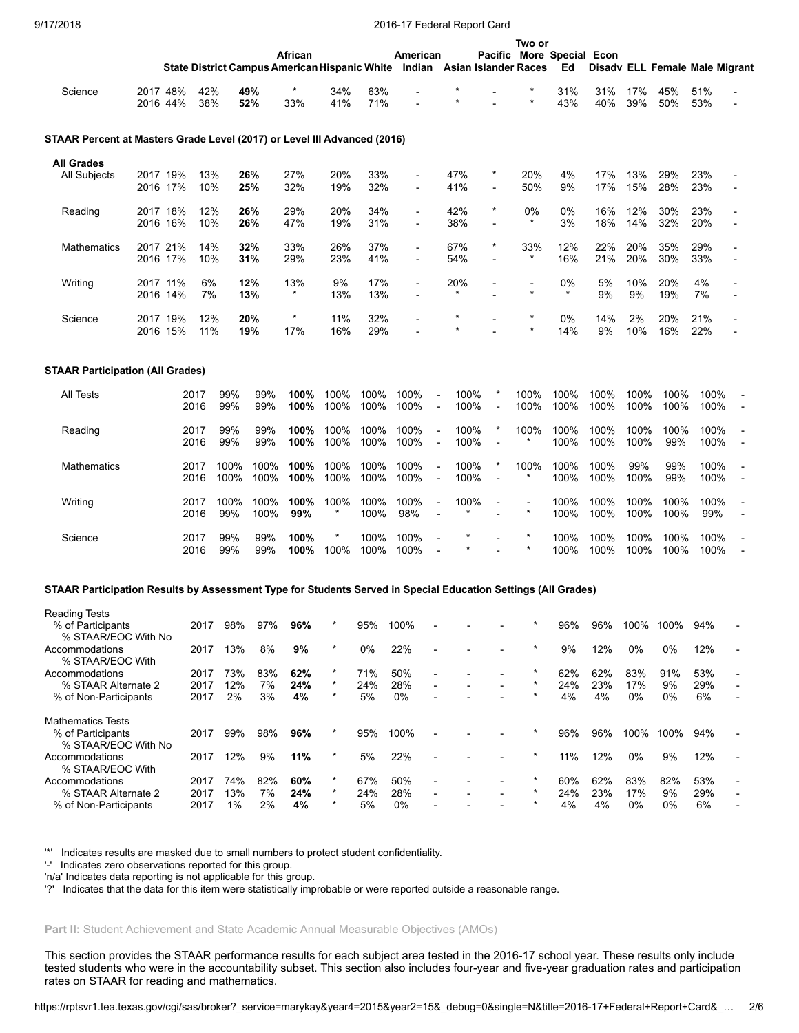| | | State | District | Campus | African American | Hispanic | White | American Indian | Asian | Pacific Islander | Two or More Races | Special Ed | Econ Disadv | ELL | Female | Male | Migrant |
|---|---|---|---|---|---|---|---|---|---|---|---|---|---|---|---|---|---|
| Science | 2017 | 48% | 42% | **49%** | * | 34% | 63% | - | * | - | * | 31% | 31% | 17% | 45% | 51% | - |
| | 2016 | 44% | 38% | **52%** | 33% | 41% | 71% | - | * | - | * | 43% | 40% | 39% | 50% | 53% | - |

**STAAR Percent at Masters Grade Level (2017) or Level III Advanced (2016)**

| | | State | District | Campus | African American | Hispanic | White | American Indian | Asian | Pacific Islander | Two or More Races | Special Ed | Econ Disadv | ELL | Female | Male | Migrant |
|---|---|---|---|---|---|---|---|---|---|---|---|---|---|---|---|---|---|
| **All Grades** | | | | | | | | | | | | | | | | | |
| All Subjects | 2017 | 19% | 13% | **26%** | 27% | 20% | 33% | - | 47% | * | 20% | 4% | 17% | 13% | 29% | 23% | - |
| | 2016 | 17% | 10% | **25%** | 32% | 19% | 32% | - | 41% | - | 50% | 9% | 17% | 15% | 28% | 23% | - |
| Reading | 2017 | 18% | 12% | **26%** | 29% | 20% | 34% | - | 42% | * | 0% | 0% | 16% | 12% | 30% | 23% | - |
| | 2016 | 16% | 10% | **26%** | 47% | 19% | 31% | - | 38% | - | * | 3% | 18% | 14% | 32% | 20% | - |
| Mathematics | 2017 | 21% | 14% | **32%** | 33% | 26% | 37% | - | 67% | * | 33% | 12% | 22% | 20% | 35% | 29% | - |
| | 2016 | 17% | 10% | **31%** | 29% | 23% | 41% | - | 54% | - | * | 16% | 21% | 20% | 30% | 33% | - |
| Writing | 2017 | 11% | 6% | **12%** | 13% | 9% | 17% | - | 20% | - | - | 0% | 5% | 10% | 20% | 4% | - |
| | 2016 | 14% | 7% | **13%** | * | 13% | 13% | - | * | - | * | * | 9% | 9% | 19% | 7% | - |
| Science | 2017 | 19% | 12% | **20%** | * | 11% | 32% | - | * | - | * | 0% | 14% | 2% | 20% | 21% | - |
| | 2016 | 15% | 11% | **19%** | 17% | 16% | 29% | - | * | - | * | 14% | 9% | 10% | 16% | 22% | - |

**STAAR Participation (All Grades)**

| | | State | District | Campus | African American | Hispanic | White | American Indian | Asian | Pacific Islander | Two or More Races | Special Ed | Econ Disadv | ELL | Female | Male | Migrant |
|---|---|---|---|---|---|---|---|---|---|---|---|---|---|---|---|---|---|
| All Tests | 2017 | 99% | 99% | **100%** | 100% | 100% | 100% | - | 100% | * | 100% | 100% | 100% | 100% | 100% | 100% | - |
| | 2016 | 99% | 99% | **100%** | 100% | 100% | 100% | - | 100% | - | 100% | 100% | 100% | 100% | 100% | 100% | - |
| Reading | 2017 | 99% | 99% | **100%** | 100% | 100% | 100% | - | 100% | * | 100% | 100% | 100% | 100% | 100% | 100% | - |
| | 2016 | 99% | 99% | **100%** | 100% | 100% | 100% | - | 100% | - | * | 100% | 100% | 100% | 99% | 100% | - |
| Mathematics | 2017 | 100% | 100% | **100%** | 100% | 100% | 100% | - | 100% | * | 100% | 100% | 100% | 99% | 99% | 100% | - |
| | 2016 | 100% | 100% | **100%** | 100% | 100% | 100% | - | 100% | - | * | 100% | 100% | 100% | 99% | 100% | - |
| Writing | 2017 | 100% | 100% | **100%** | 100% | 100% | 100% | - | 100% | - | - | 100% | 100% | 100% | 100% | 100% | - |
| | 2016 | 99% | 100% | **99%** | * | 100% | 98% | - | * | - | * | 100% | 100% | 100% | 100% | 99% | - |
| Science | 2017 | 99% | 99% | **100%** | * | 100% | 100% | - | * | - | * | 100% | 100% | 100% | 100% | 100% | - |
| | 2016 | 99% | 99% | **100%** | 100% | 100% | 100% | - | * | - | * | 100% | 100% | 100% | 100% | 100% | - |

**STAAR Participation Results by Assessment Type for Students Served in Special Education Settings (All Grades)**

| | | State | District | Campus | African American | Hispanic | White | American Indian | Asian | Pacific Islander | Two or More Races | Special Ed | Econ Disadv | ELL | Female | Male | Migrant |
|---|---|---|---|---|---|---|---|---|---|---|---|---|---|---|---|---|---|
| Reading Tests | | | | | | | | | | | | | | | | | |
| % of Participants | 2017 | 98% | 97% | **96%** | * | 95% | 100% | - | - | - | * | 96% | 96% | 100% | 100% | 94% | - |
| % STAAR/EOC With No Accommodations | 2017 | 13% | 8% | **9%** | * | 0% | 22% | - | - | - | * | 9% | 12% | 0% | 0% | 12% | - |
| % STAAR/EOC With Accommodations | 2017 | 73% | 83% | **62%** | * | 71% | 50% | - | - | - | * | 62% | 62% | 83% | 91% | 53% | - |
| % STAAR Alternate 2 | 2017 | 12% | 7% | **24%** | * | 24% | 28% | - | - | - | * | 24% | 23% | 17% | 9% | 29% | - |
| % of Non-Participants | 2017 | 2% | 3% | **4%** | * | 5% | 0% | - | - | - | * | 4% | 4% | 0% | 0% | 6% | - |
| Mathematics Tests | | | | | | | | | | | | | | | | | |
| % of Participants | 2017 | 99% | 98% | **96%** | * | 95% | 100% | - | - | - | * | 96% | 96% | 100% | 100% | 94% | - |
| % STAAR/EOC With No Accommodations | 2017 | 12% | 9% | **11%** | * | 5% | 22% | - | - | - | * | 11% | 12% | 0% | 9% | 12% | - |
| % STAAR/EOC With Accommodations | 2017 | 74% | 82% | **60%** | * | 67% | 50% | - | - | - | * | 60% | 62% | 83% | 82% | 53% | - |
| % STAAR Alternate 2 | 2017 | 13% | 7% | **24%** | * | 24% | 28% | - | - | - | * | 24% | 23% | 17% | 9% | 29% | - |
| % of Non-Participants | 2017 | 1% | 2% | **4%** | * | 5% | 0% | - | - | - | * | 4% | 4% | 0% | 0% | 6% | - |

'*' Indicates results are masked due to small numbers to protect student confidentiality.
'-' Indicates zero observations reported for this group.
'n/a' Indicates data reporting is not applicable for this group.
'?' Indicates that the data for this item were statistically improbable or were reported outside a reasonable range.

**Part II:** Student Achievement and State Academic Annual Measurable Objectives (AMOs)

This section provides the STAAR performance results for each subject area tested in the 2016-17 school year. These results only include tested students who were in the accountability subset. This section also includes four-year and five-year graduation rates and participation rates on STAAR for reading and mathematics.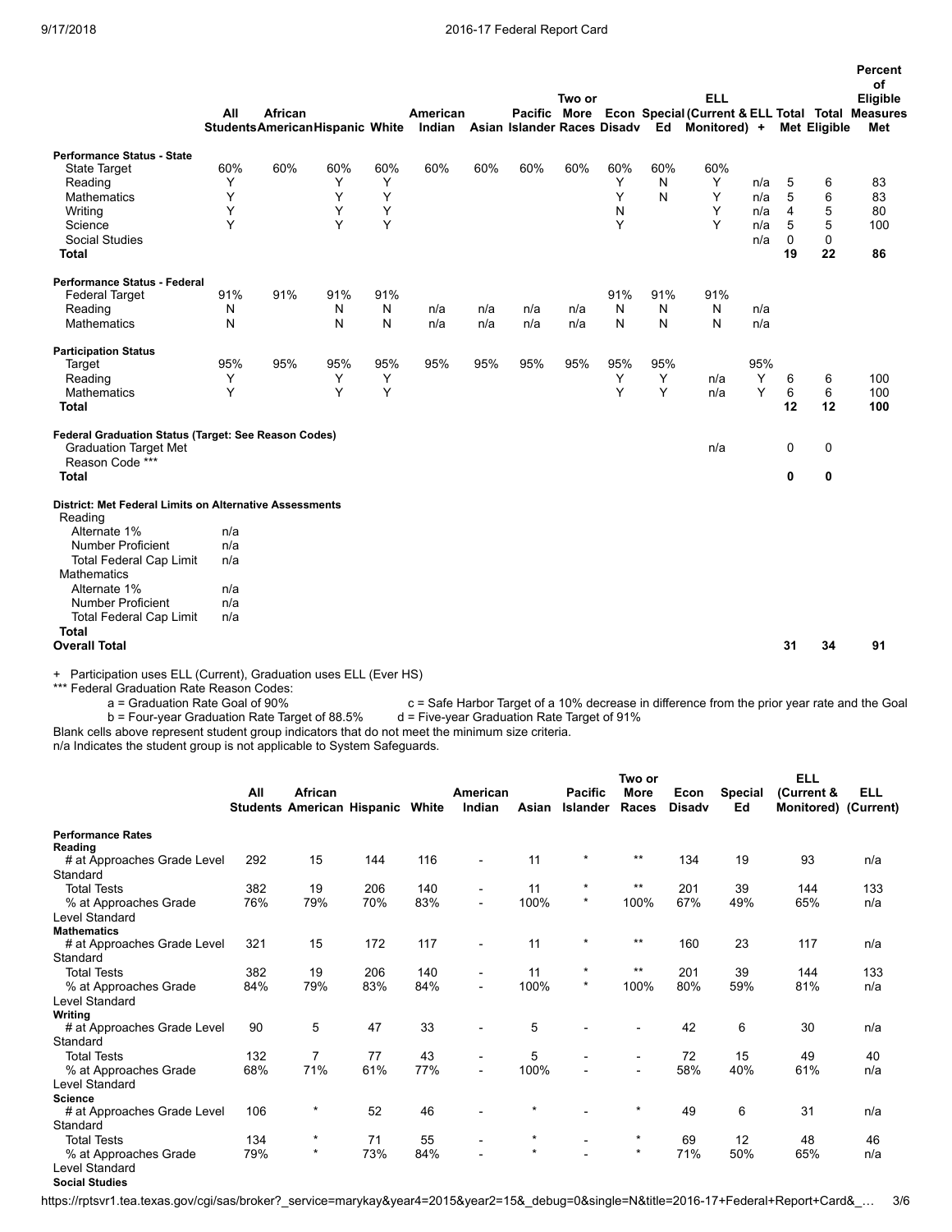| | All Students | African American | Hispanic | White | American Indian | Asian | Pacific Islander | Two or More Races | Econ Disadv | Special Ed | ELL (Current & Monitored) | ELL + | Total Met | Total Eligible | Percent of Eligible Measures Met |
|---|---|---|---|---|---|---|---|---|---|---|---|---|---|---|---|
| **Performance Status - State** | | | | | | | | | | | | | | | |
| State Target | 60% | 60% | 60% | 60% | 60% | 60% | 60% | 60% | 60% | 60% | 60% | | | | |
| Reading | Y | | Y | Y | | | | | Y | N | Y | n/a | 5 | 6 | 83 |
| Mathematics | Y | | Y | Y | | | | | Y | N | Y | n/a | 5 | 6 | 83 |
| Writing | Y | | Y | Y | | | | | N | | Y | n/a | 4 | 5 | 80 |
| Science | Y | | Y | Y | | | | | Y | | Y | n/a | 5 | 5 | 100 |
| Social Studies | | | | | | | | | | | | n/a | 0 | 0 | |
| **Total** | | | | | | | | | | | | | **19** | **22** | **86** |
| **Performance Status - Federal** | | | | | | | | | | | | | | | |
| Federal Target | 91% | 91% | 91% | 91% | | | | | 91% | 91% | 91% | | | | |
| Reading | N | | N | N | n/a | n/a | n/a | n/a | N | N | N | n/a | | | |
| Mathematics | N | | N | N | n/a | n/a | n/a | n/a | N | N | N | n/a | | | |
| **Participation Status** | | | | | | | | | | | | | | | |
| Target | 95% | 95% | 95% | 95% | 95% | 95% | 95% | 95% | 95% | 95% | | 95% | | | |
| Reading | Y | | Y | Y | | | | | Y | Y | n/a | Y | 6 | 6 | 100 |
| Mathematics | Y | | Y | Y | | | | | Y | Y | n/a | Y | 6 | 6 | 100 |
| **Total** | | | | | | | | | | | | | **12** | **12** | **100** |
| **Federal Graduation Status (Target: See Reason Codes)** | | | | | | | | | | | | | | | |
| Graduation Target Met | | | | | | | | | | | n/a | | 0 | 0 | |
| Reason Code *** | | | | | | | | | | | | | | | |
| **Total** | | | | | | | | | | | | | **0** | **0** | |
| **District: Met Federal Limits on Alternative Assessments** | | | | | | | | | | | | | | | |
| Reading | | | | | | | | | | | | | | | |
| Alternate 1% | n/a | | | | | | | | | | | | | | |
| Number Proficient | n/a | | | | | | | | | | | | | | |
| Total Federal Cap Limit | n/a | | | | | | | | | | | | | | |
| Mathematics | | | | | | | | | | | | | | | |
| Alternate 1% | n/a | | | | | | | | | | | | | | |
| Number Proficient | n/a | | | | | | | | | | | | | | |
| Total Federal Cap Limit | n/a | | | | | | | | | | | | | | |
| **Total** | | | | | | | | | | | | | | | |
| **Overall Total** | | | | | | | | | | | | | **31** | **34** | **91** |

\+ Participation uses ELL (Current), Graduation uses ELL (Ever HS)

*** Federal Graduation Rate Reason Codes:

- a = Graduation Rate Goal of 90%
- b = Four-year Graduation Rate Target of 88.5%
- c = Safe Harbor Target of a 10% decrease in difference from the prior year rate and the Goal
- d = Five-year Graduation Rate Target of 91%

Blank cells above represent student group indicators that do not meet the minimum size criteria.

n/a Indicates the student group is not applicable to System Safeguards.

| | All Students | African American | Hispanic | White | American Indian | Asian | Pacific Islander | Two or More Races | Econ Disadv | Special Ed | ELL (Current & Monitored) | ELL (Current) |
|---|---|---|---|---|---|---|---|---|---|---|---|---|
| **Performance Rates** | | | | | | | | | | | | |
| **Reading** | | | | | | | | | | | | |
| # at Approaches Grade Level Standard | 292 | 15 | 144 | 116 | - | 11 | * | ** | 134 | 19 | 93 | n/a |
| Total Tests | 382 | 19 | 206 | 140 | - | 11 | * | ** | 201 | 39 | 144 | 133 |
| % at Approaches Grade Level Standard | 76% | 79% | 70% | 83% | - | 100% | * | 100% | 67% | 49% | 65% | n/a |
| **Mathematics** | | | | | | | | | | | | |
| # at Approaches Grade Level Standard | 321 | 15 | 172 | 117 | - | 11 | * | ** | 160 | 23 | 117 | n/a |
| Total Tests | 382 | 19 | 206 | 140 | - | 11 | * | ** | 201 | 39 | 144 | 133 |
| % at Approaches Grade Level Standard | 84% | 79% | 83% | 84% | - | 100% | * | 100% | 80% | 59% | 81% | n/a |
| **Writing** | | | | | | | | | | | | |
| # at Approaches Grade Level Standard | 90 | 5 | 47 | 33 | - | 5 | - | - | 42 | 6 | 30 | n/a |
| Total Tests | 132 | 7 | 77 | 43 | - | 5 | - | - | 72 | 15 | 49 | 40 |
| % at Approaches Grade Level Standard | 68% | 71% | 61% | 77% | - | 100% | - | - | 58% | 40% | 61% | n/a |
| **Science** | | | | | | | | | | | | |
| # at Approaches Grade Level Standard | 106 | * | 52 | 46 | - | * | - | * | 49 | 6 | 31 | n/a |
| Total Tests | 134 | * | 71 | 55 | - | * | - | * | 69 | 12 | 48 | 46 |
| % at Approaches Grade Level Standard | 79% | * | 73% | 84% | - | * | - | * | 71% | 50% | 65% | n/a |
| **Social Studies** | | | | | | | | | | | | |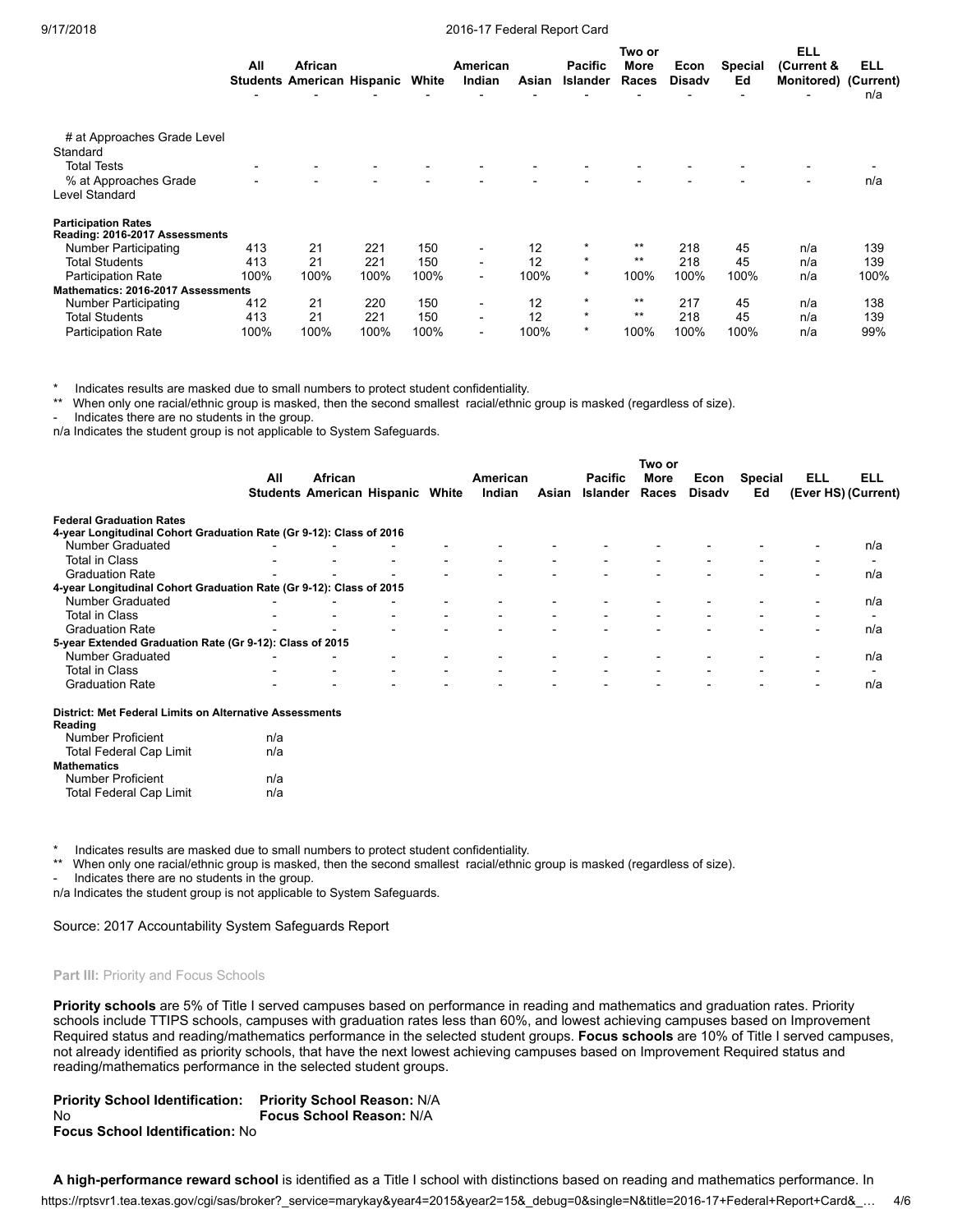| | All Students | African American | Hispanic | White | American Indian | Asian | Pacific Islander | Two or More Races | Econ Disadv | Special Ed | ELL (Current & Monitored) | ELL (Current) |
|---|---|---|---|---|---|---|---|---|---|---|---|---|
| | - | - | - | - | - | - | - | - | - | - | - | n/a |
| # at Approaches Grade Level Standard | | | | | | | | | | | | |
| Total Tests | - | - | - | - | - | - | - | - | - | - | - | - |
| % at Approaches Grade Level Standard | - | - | - | - | - | - | - | - | - | - | - | n/a |
| **Participation Rates** | | | | | | | | | | | | |
| **Reading: 2016-2017 Assessments** | | | | | | | | | | | | |
| Number Participating | 413 | 21 | 221 | 150 | - | 12 | * | ** | 218 | 45 | n/a | 139 |
| Total Students | 413 | 21 | 221 | 150 | - | 12 | * | ** | 218 | 45 | n/a | 139 |
| Participation Rate | 100% | 100% | 100% | 100% | - | 100% | * | 100% | 100% | 100% | n/a | 100% |
| **Mathematics: 2016-2017 Assessments** | | | | | | | | | | | | |
| Number Participating | 412 | 21 | 220 | 150 | - | 12 | * | ** | 217 | 45 | n/a | 138 |
| Total Students | 413 | 21 | 221 | 150 | - | 12 | * | ** | 218 | 45 | n/a | 139 |
| Participation Rate | 100% | 100% | 100% | 100% | - | 100% | * | 100% | 100% | 100% | n/a | 99% |

\* Indicates results are masked due to small numbers to protect student confidentiality.
** When only one racial/ethnic group is masked, then the second smallest racial/ethnic group is masked (regardless of size).
- Indicates there are no students in the group.
n/a Indicates the student group is not applicable to System Safeguards.

| | All Students | African American | Hispanic | White | American Indian | Asian | Pacific Islander | Two or More Races | Econ Disadv | Special Ed | ELL (Ever HS) | ELL (Current) |
|---|---|---|---|---|---|---|---|---|---|---|---|---|
| **Federal Graduation Rates** | | | | | | | | | | | | |
| **4-year Longitudinal Cohort Graduation Rate (Gr 9-12): Class of 2016** | | | | | | | | | | | | |
| Number Graduated | - | - | - | - | - | - | - | - | - | - | - | n/a |
| Total in Class | - | - | - | - | - | - | - | - | - | - | - | - |
| Graduation Rate | - | - | - | - | - | - | - | - | - | - | - | n/a |
| **4-year Longitudinal Cohort Graduation Rate (Gr 9-12): Class of 2015** | | | | | | | | | | | | |
| Number Graduated | - | - | - | - | - | - | - | - | - | - | - | n/a |
| Total in Class | - | - | - | - | - | - | - | - | - | - | - | - |
| Graduation Rate | - | - | - | - | - | - | - | - | - | - | - | n/a |
| **5-year Extended Graduation Rate (Gr 9-12): Class of 2015** | | | | | | | | | | | | |
| Number Graduated | - | - | - | - | - | - | - | - | - | - | - | n/a |
| Total in Class | - | - | - | - | - | - | - | - | - | - | - | - |
| Graduation Rate | - | - | - | - | - | - | - | - | - | - | - | n/a |

**District: Met Federal Limits on Alternative Assessments**

| | |
|---|---|
| **Reading** | |
| Number Proficient | n/a |
| Total Federal Cap Limit | n/a |
| **Mathematics** | |
| Number Proficient | n/a |
| Total Federal Cap Limit | n/a |

\* Indicates results are masked due to small numbers to protect student confidentiality.
** When only one racial/ethnic group is masked, then the second smallest racial/ethnic group is masked (regardless of size).
- Indicates there are no students in the group.
n/a Indicates the student group is not applicable to System Safeguards.

Source: 2017 Accountability System Safeguards Report

**Part III:** Priority and Focus Schools

**Priority schools** are 5% of Title I served campuses based on performance in reading and mathematics and graduation rates. Priority schools include TTIPS schools, campuses with graduation rates less than 60%, and lowest achieving campuses based on Improvement Required status and reading/mathematics performance in the selected student groups. **Focus schools** are 10% of Title I served campuses, not already identified as priority schools, that have the next lowest achieving campuses based on Improvement Required status and reading/mathematics performance in the selected student groups.

**Priority School Identification:** No
**Focus School Identification:** No
**Priority School Reason:** N/A
**Focus School Reason:** N/A

**A high-performance reward school** is identified as a Title I school with distinctions based on reading and mathematics performance. In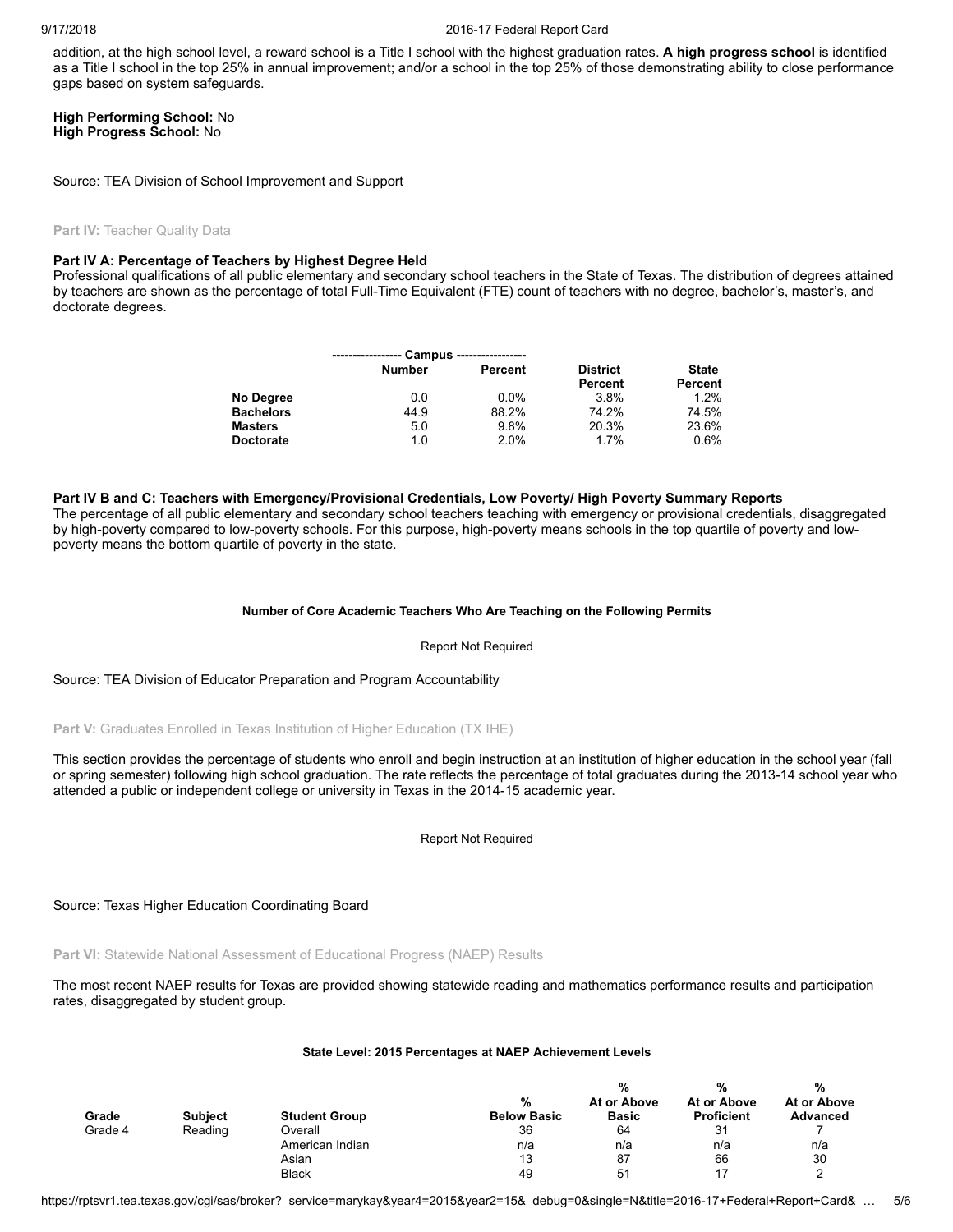addition, at the high school level, a reward school is a Title I school with the highest graduation rates. **A high progress school** is identified as a Title I school in the top 25% in annual improvement; and/or a school in the top 25% of those demonstrating ability to close performance gaps based on system safeguards.

**High Performing School:** No
**High Progress School:** No

Source: TEA Division of School Improvement and Support

**Part IV:** Teacher Quality Data

### Part IV A: Percentage of Teachers by Highest Degree Held

Professional qualifications of all public elementary and secondary school teachers in the State of Texas. The distribution of degrees attained by teachers are shown as the percentage of total Full-Time Equivalent (FTE) count of teachers with no degree, bachelor's, master's, and doctorate degrees.

| | ---------------- Campus ---------------- | | | |
|---|---|---|---|---|
| | Number | Percent | District Percent | State Percent |
| **No Degree** | 0.0 | 0.0% | 3.8% | 1.2% |
| **Bachelors** | 44.9 | 88.2% | 74.2% | 74.5% |
| **Masters** | 5.0 | 9.8% | 20.3% | 23.6% |
| **Doctorate** | 1.0 | 2.0% | 1.7% | 0.6% |

### Part IV B and C: Teachers with Emergency/Provisional Credentials, Low Poverty/ High Poverty Summary Reports

The percentage of all public elementary and secondary school teachers teaching with emergency or provisional credentials, disaggregated by high-poverty compared to low-poverty schools. For this purpose, high-poverty means schools in the top quartile of poverty and low-poverty means the bottom quartile of poverty in the state.

**Number of Core Academic Teachers Who Are Teaching on the Following Permits**

Report Not Required

Source: TEA Division of Educator Preparation and Program Accountability

**Part V:** Graduates Enrolled in Texas Institution of Higher Education (TX IHE)

This section provides the percentage of students who enroll and begin instruction at an institution of higher education in the school year (fall or spring semester) following high school graduation. The rate reflects the percentage of total graduates during the 2013-14 school year who attended a public or independent college or university in Texas in the 2014-15 academic year.

Report Not Required

Source: Texas Higher Education Coordinating Board

**Part VI:** Statewide National Assessment of Educational Progress (NAEP) Results

The most recent NAEP results for Texas are provided showing statewide reading and mathematics performance results and participation rates, disaggregated by student group.

**State Level: 2015 Percentages at NAEP Achievement Levels**

| Grade | Subject | Student Group | % Below Basic | % At or Above Basic | % At or Above Proficient | % At or Above Advanced |
|---|---|---|---|---|---|---|
| Grade 4 | Reading | Overall | 36 | 64 | 31 | 7 |
| | | American Indian | n/a | n/a | n/a | n/a |
| | | Asian | 13 | 87 | 66 | 30 |
| | | Black | 49 | 51 | 17 | 2 |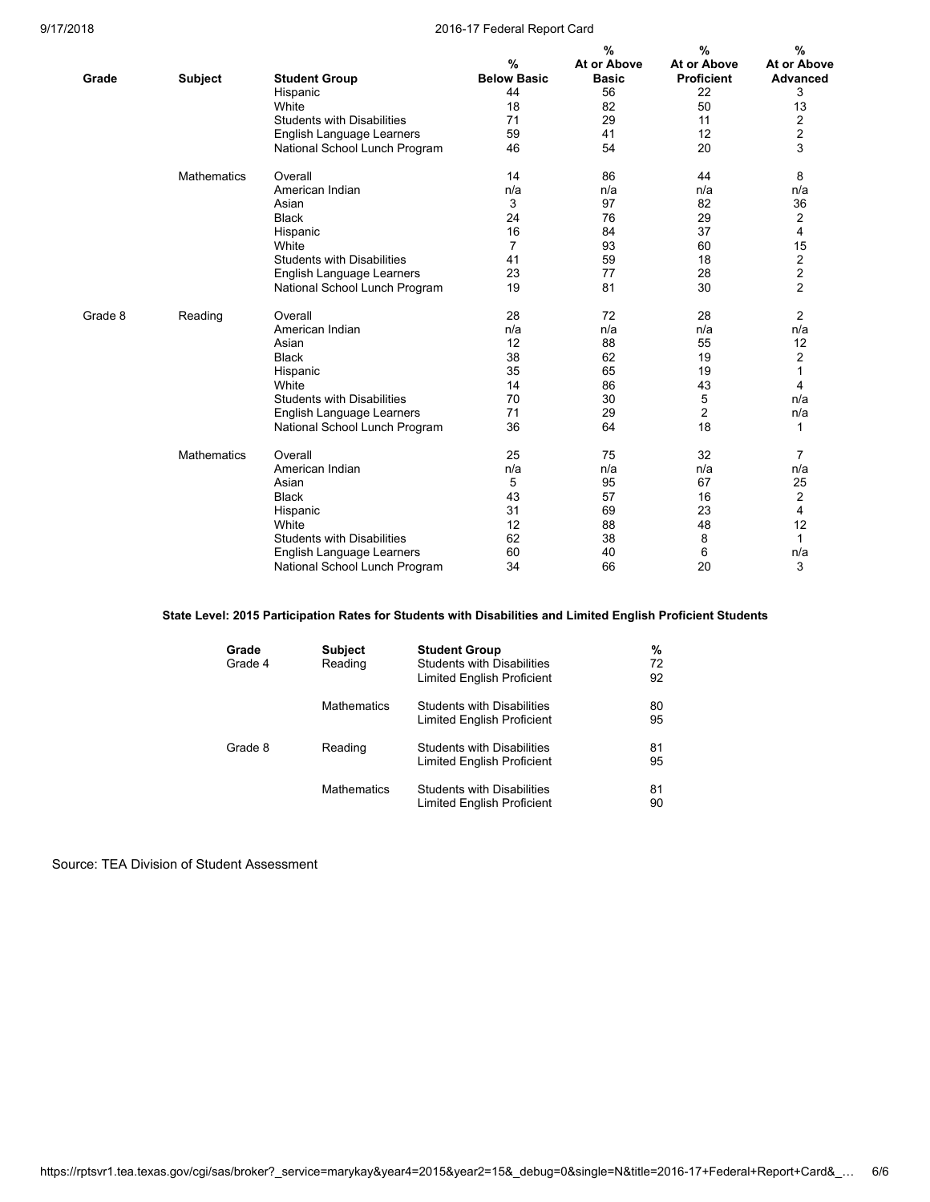| Grade | Subject | Student Group | % Below Basic | % At or Above Basic | % At or Above Proficient | % At or Above Advanced |
|---|---|---|---|---|---|---|
| | | Hispanic | 44 | 56 | 22 | 3 |
| | | White | 18 | 82 | 50 | 13 |
| | | Students with Disabilities | 71 | 29 | 11 | 2 |
| | | English Language Learners | 59 | 41 | 12 | 2 |
| | | National School Lunch Program | 46 | 54 | 20 | 3 |
| | Mathematics | Overall | 14 | 86 | 44 | 8 |
| | | American Indian | n/a | n/a | n/a | n/a |
| | | Asian | 3 | 97 | 82 | 36 |
| | | Black | 24 | 76 | 29 | 2 |
| | | Hispanic | 16 | 84 | 37 | 4 |
| | | White | 7 | 93 | 60 | 15 |
| | | Students with Disabilities | 41 | 59 | 18 | 2 |
| | | English Language Learners | 23 | 77 | 28 | 2 |
| | | National School Lunch Program | 19 | 81 | 30 | 2 |
| Grade 8 | Reading | Overall | 28 | 72 | 28 | 2 |
| | | American Indian | n/a | n/a | n/a | n/a |
| | | Asian | 12 | 88 | 55 | 12 |
| | | Black | 38 | 62 | 19 | 2 |
| | | Hispanic | 35 | 65 | 19 | 1 |
| | | White | 14 | 86 | 43 | 4 |
| | | Students with Disabilities | 70 | 30 | 5 | n/a |
| | | English Language Learners | 71 | 29 | 2 | n/a |
| | | National School Lunch Program | 36 | 64 | 18 | 1 |
| | Mathematics | Overall | 25 | 75 | 32 | 7 |
| | | American Indian | n/a | n/a | n/a | n/a |
| | | Asian | 5 | 95 | 67 | 25 |
| | | Black | 43 | 57 | 16 | 2 |
| | | Hispanic | 31 | 69 | 23 | 4 |
| | | White | 12 | 88 | 48 | 12 |
| | | Students with Disabilities | 62 | 38 | 8 | 1 |
| | | English Language Learners | 60 | 40 | 6 | n/a |
| | | National School Lunch Program | 34 | 66 | 20 | 3 |

**State Level: 2015 Participation Rates for Students with Disabilities and Limited English Proficient Students**

| Grade | Subject | Student Group | % |
|---|---|---|---|
| Grade 4 | Reading | Students with Disabilities | 72 |
| | | Limited English Proficient | 92 |
| | Mathematics | Students with Disabilities | 80 |
| | | Limited English Proficient | 95 |
| Grade 8 | Reading | Students with Disabilities | 81 |
| | | Limited English Proficient | 95 |
| | Mathematics | Students with Disabilities | 81 |
| | | Limited English Proficient | 90 |

Source: TEA Division of Student Assessment